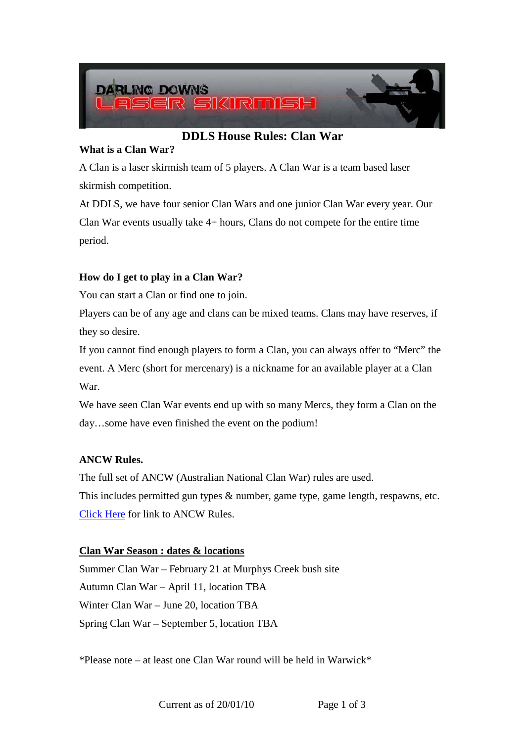# DDLS House Rules: Clan War

**What is a Clan War?**

A Clan is a laser skirmish team of 5 players. A Clan War is a team based laser skirmish competition.

At DDLS, we have four senior Clan Wars and one junior Clan War every year. Our Clan War events usually take 4+ hours, Clans do not compete for the entire time period.

**How do I get to play in a Clan War?**

You can start a Clan or find one to join.

Players can be of any age and clans can be mixed teams. Clans may have reserves, if they so desire.

If you cannot find enough players to form a Clan, you can always offer to "Merc" the event. A Merc (short for mercenary) is a nickname for an available player at a Clan War.

We have seen Clan War events end up with so many Mercs, they form a Clan on the day…some have even finished the event on the podium!

**ANCW Rules.**

The full set of ANCW (Australian National Clan War) rules are used.

This includes permitted gun types & number, game type, game length, respawns, etc.

Click Here for link to ANCW Rules.

**Clan War Season : dates & locations**

Summer Clan War – February 21 at Murphys Creek bush site

Autumn Clan War – April 11, location TBA

Winter Clan War – June 20, location TBA

Spring Clan War – September 5, location TBA

*Please note – at least one Clan War round will be held in Warwick*

Current as of 20/01/10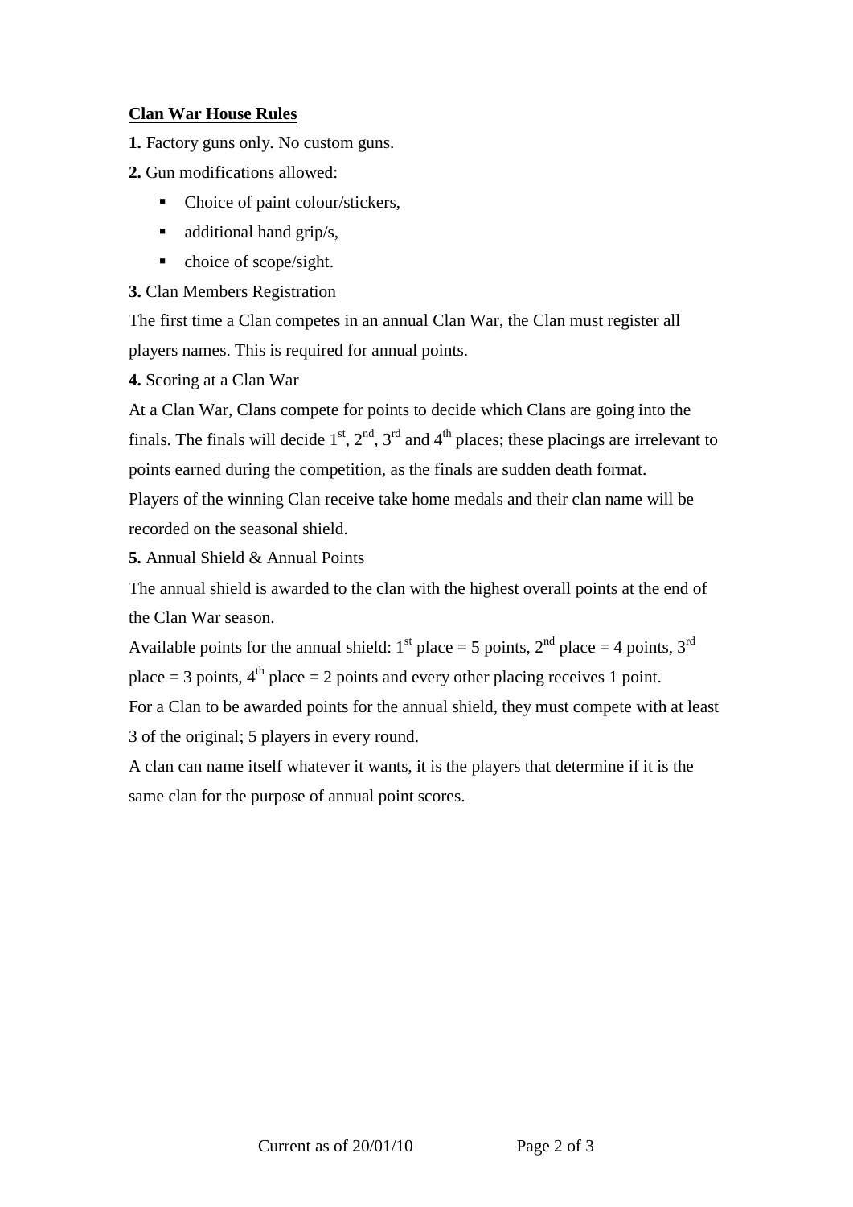**<u>Clan War House Rules</u>**

**1.** Factory guns only. No custom guns.

**2.** Gun modifications allowed:

- Choice of paint colour/stickers,
- additional hand grip/s,
- choice of scope/sight.

**3.** Clan Members Registration

The first time a Clan competes in an annual Clan War, the Clan must register all players names. This is required for annual points.

**4.** Scoring at a Clan War

At a Clan War, Clans compete for points to decide which Clans are going into the finals. The finals will decide 1st, 2nd, 3rd and 4th places; these placings are irrelevant to points earned during the competition, as the finals are sudden death format.

Players of the winning Clan receive take home medals and their clan name will be recorded on the seasonal shield.

**5.** Annual Shield & Annual Points

The annual shield is awarded to the clan with the highest overall points at the end of the Clan War season.

Available points for the annual shield: 1st place = 5 points, 2nd place = 4 points, 3rd place = 3 points, 4th place = 2 points and every other placing receives 1 point.

For a Clan to be awarded points for the annual shield, they must compete with at least 3 of the original; 5 players in every round.

A clan can name itself whatever it wants, it is the players that determine if it is the same clan for the purpose of annual point scores.

Current as of 20/01/10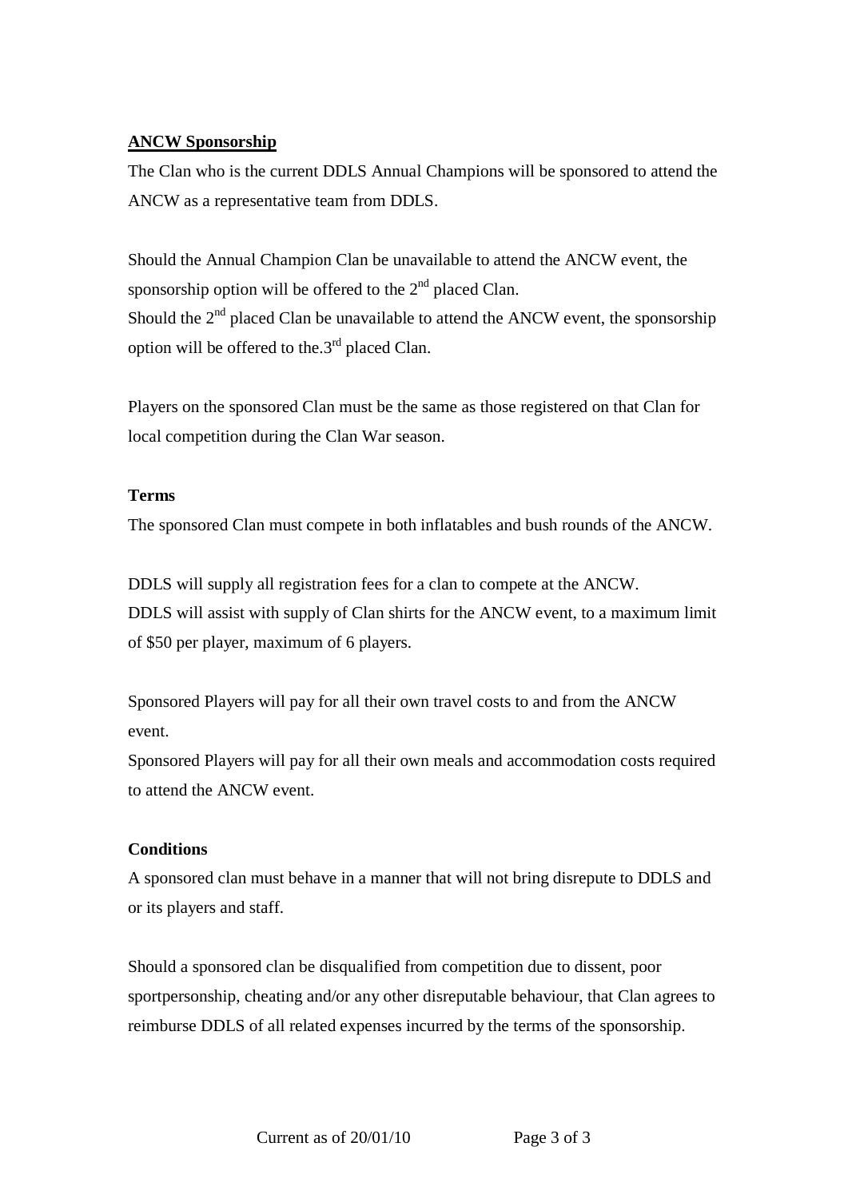## ANCW Sponsorship

The Clan who is the current DDLS Annual Champions will be sponsored to attend the ANCW as a representative team from DDLS.

Should the Annual Champion Clan be unavailable to attend the ANCW event, the sponsorship option will be offered to the 2nd placed Clan.
Should the 2nd placed Clan be unavailable to attend the ANCW event, the sponsorship option will be offered to the.3rd placed Clan.

Players on the sponsored Clan must be the same as those registered on that Clan for local competition during the Clan War season.

### Terms

The sponsored Clan must compete in both inflatables and bush rounds of the ANCW.

DDLS will supply all registration fees for a clan to compete at the ANCW.
DDLS will assist with supply of Clan shirts for the ANCW event, to a maximum limit of $50 per player, maximum of 6 players.

Sponsored Players will pay for all their own travel costs to and from the ANCW event.
Sponsored Players will pay for all their own meals and accommodation costs required to attend the ANCW event.

### Conditions

A sponsored clan must behave in a manner that will not bring disrepute to DDLS and or its players and staff.

Should a sponsored clan be disqualified from competition due to dissent, poor sportpersonship, cheating and/or any other disreputable behaviour, that Clan agrees to reimburse DDLS of all related expenses incurred by the terms of the sponsorship.

Current as of 20/01/10